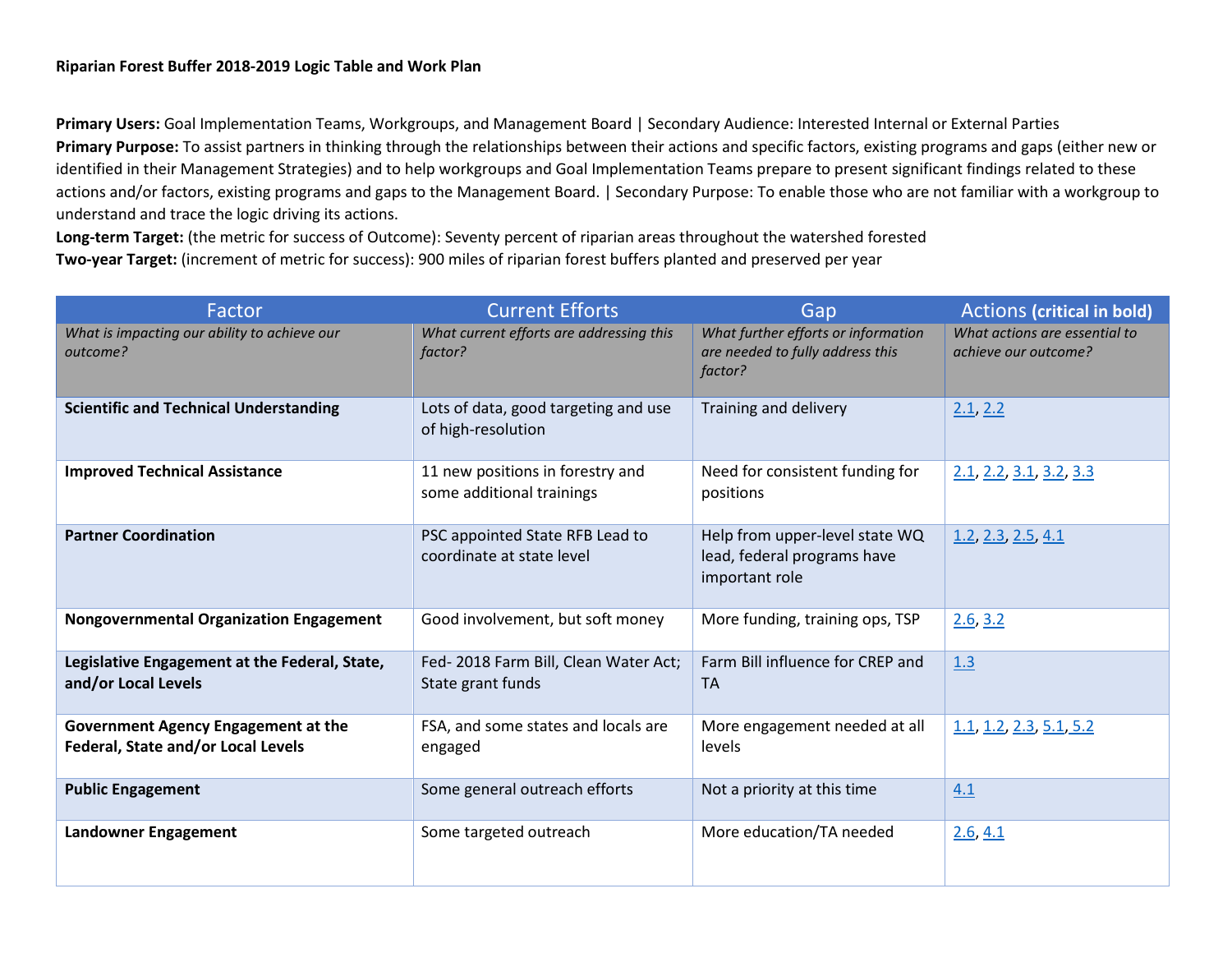**Riparian Forest Buffer 2018-2019 Logic Table and Work Plan**

**Primary Users:** Goal Implementation Teams, Workgroups, and Management Board | Secondary Audience: Interested Internal or External Parties
**Primary Purpose:** To assist partners in thinking through the relationships between their actions and specific factors, existing programs and gaps (either new or identified in their Management Strategies) and to help workgroups and Goal Implementation Teams prepare to present significant findings related to these actions and/or factors, existing programs and gaps to the Management Board. | Secondary Purpose: To enable those who are not familiar with a workgroup to understand and trace the logic driving its actions.
**Long-term Target:** (the metric for success of Outcome): Seventy percent of riparian areas throughout the watershed forested
**Two-year Target:** (increment of metric for success): 900 miles of riparian forest buffers planted and preserved per year

| Factor | Current Efforts | Gap | Actions **(critical in bold)** |
|---|---|---|---|
| *What is impacting our ability to achieve our outcome?* | *What current efforts are addressing this factor?* | *What further efforts or information are needed to fully address this factor?* | *What actions are essential to achieve our outcome?* |
| **Scientific and Technical Understanding** | Lots of data, good targeting and use of high-resolution | Training and delivery | 2.1, 2.2 |
| **Improved Technical Assistance** | 11 new positions in forestry and some additional trainings | Need for consistent funding for positions | 2.1, 2.2, 3.1, 3.2, 3.3 |
| **Partner Coordination** | PSC appointed State RFB Lead to coordinate at state level | Help from upper-level state WQ lead, federal programs have important role | 1.2, 2.3, 2.5, 4.1 |
| **Nongovernmental Organization Engagement** | Good involvement, but soft money | More funding, training ops, TSP | 2.6, 3.2 |
| **Legislative Engagement at the Federal, State, and/or Local Levels** | Fed- 2018 Farm Bill, Clean Water Act; State grant funds | Farm Bill influence for CREP and TA | 1.3 |
| **Government Agency Engagement at the Federal, State and/or Local Levels** | FSA, and some states and locals are engaged | More engagement needed at all levels | 1.1, 1.2, 2.3, 5.1, 5.2 |
| **Public Engagement** | Some general outreach efforts | Not a priority at this time | 4.1 |
| **Landowner Engagement** | Some targeted outreach | More education/TA needed | 2.6, 4.1 |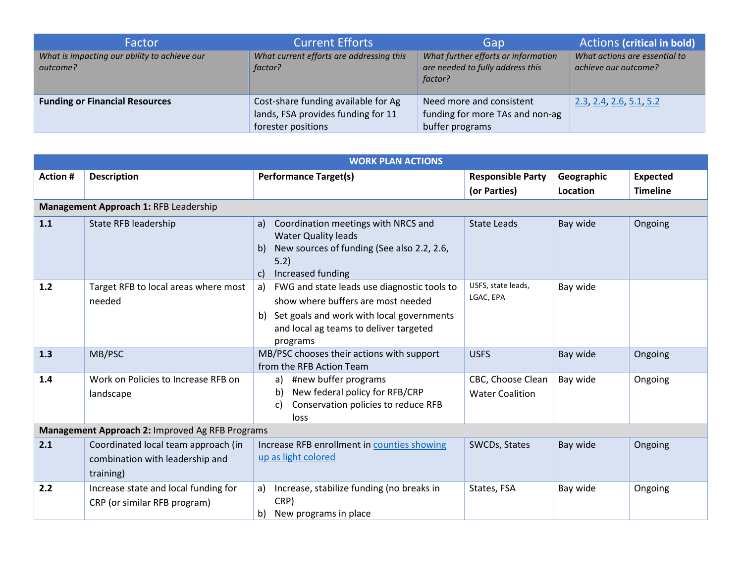| Factor | Current Efforts | Gap | Actions **(critical in bold)** |
|---|---|---|---|
| *What is impacting our ability to achieve our outcome?* | *What current efforts are addressing this factor?* | *What further efforts or information are needed to fully address this factor?* | *What actions are essential to achieve our outcome?* |
| **Funding or Financial Resources** | Cost-share funding available for Ag lands, FSA provides funding for 11 forester positions | Need more and consistent funding for more TAs and non-ag buffer programs | 2.3, 2.4, 2.6, 5.1, 5.2 |

| WORK PLAN ACTIONS | | | | | |
|---|---|---|---|---|---|
| **Action #** | **Description** | **Performance Target(s)** | **Responsible Party (or Parties)** | **Geographic Location** | **Expected Timeline** |
| **Management Approach 1:** RFB Leadership | | | | | |
| **1.1** | State RFB leadership | a) Coordination meetings with NRCS and Water Quality leads<br>b) New sources of funding (See also 2.2, 2.6, 5.2)<br>c) Increased funding | State Leads | Bay wide | Ongoing |
| **1.2** | Target RFB to local areas where most needed | a) FWG and state leads use diagnostic tools to show where buffers are most needed<br>b) Set goals and work with local governments and local ag teams to deliver targeted programs | USFS, state leads, LGAC, EPA | Bay wide | |
| **1.3** | MB/PSC | MB/PSC chooses their actions with support from the RFB Action Team | USFS | Bay wide | Ongoing |
| **1.4** | Work on Policies to Increase RFB on landscape | a) #new buffer programs<br>b) New federal policy for RFB/CRP<br>c) Conservation policies to reduce RFB loss | CBC, Choose Clean Water Coalition | Bay wide | Ongoing |
| **Management Approach 2:** Improved Ag RFB Programs | | | | | |
| **2.1** | Coordinated local team approach (in combination with leadership and training) | Increase RFB enrollment in counties showing up as light colored | SWCDs, States | Bay wide | Ongoing |
| **2.2** | Increase state and local funding for CRP (or similar RFB program) | a) Increase, stabilize funding (no breaks in CRP)<br>b) New programs in place | States, FSA | Bay wide | Ongoing |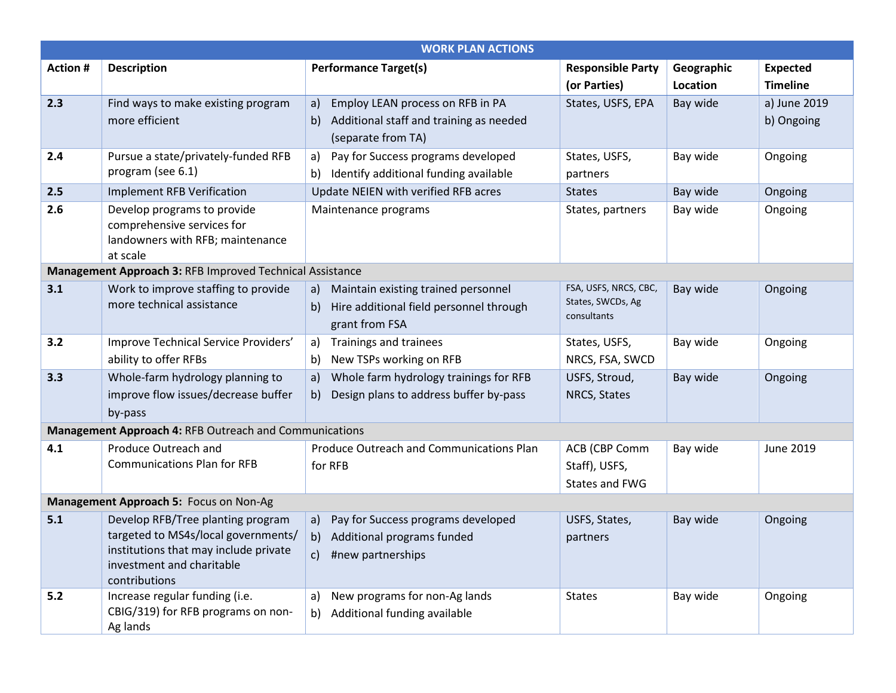| WORK PLAN ACTIONS | | | | | |
|---|---|---|---|---|---|
| **Action #** | **Description** | **Performance Target(s)** | **Responsible Party (or Parties)** | **Geographic Location** | **Expected Timeline** |
| **2.3** | Find ways to make existing program more efficient | a) Employ LEAN process on RFB in PA<br>b) Additional staff and training as needed (separate from TA) | States, USFS, EPA | Bay wide | a) June 2019<br>b) Ongoing |
| **2.4** | Pursue a state/privately-funded RFB program (see 6.1) | a) Pay for Success programs developed<br>b) Identify additional funding available | States, USFS, partners | Bay wide | Ongoing |
| **2.5** | Implement RFB Verification | Update NEIEN with verified RFB acres | States | Bay wide | Ongoing |
| **2.6** | Develop programs to provide comprehensive services for landowners with RFB; maintenance at scale | Maintenance programs | States, partners | Bay wide | Ongoing |
| **Management Approach 3:** RFB Improved Technical Assistance | | | | | |
| **3.1** | Work to improve staffing to provide more technical assistance | a) Maintain existing trained personnel<br>b) Hire additional field personnel through grant from FSA | FSA, USFS, NRCS, CBC, States, SWCDs, Ag consultants | Bay wide | Ongoing |
| **3.2** | Improve Technical Service Providers' ability to offer RFBs | a) Trainings and trainees<br>b) New TSPs working on RFB | States, USFS, NRCS, FSA, SWCD | Bay wide | Ongoing |
| **3.3** | Whole-farm hydrology planning to improve flow issues/decrease buffer by-pass | a) Whole farm hydrology trainings for RFB<br>b) Design plans to address buffer by-pass | USFS, Stroud, NRCS, States | Bay wide | Ongoing |
| **Management Approach 4:** RFB Outreach and Communications | | | | | |
| **4.1** | Produce Outreach and Communications Plan for RFB | Produce Outreach and Communications Plan for RFB | ACB (CBP Comm Staff), USFS, States and FWG | Bay wide | June 2019 |
| **Management Approach 5:** Focus on Non-Ag | | | | | |
| **5.1** | Develop RFB/Tree planting program targeted to MS4s/local governments/ institutions that may include private investment and charitable contributions | a) Pay for Success programs developed<br>b) Additional programs funded<br>c) #new partnerships | USFS, States, partners | Bay wide | Ongoing |
| **5.2** | Increase regular funding (i.e. CBIG/319) for RFB programs on non-Ag lands | a) New programs for non-Ag lands<br>b) Additional funding available | States | Bay wide | Ongoing |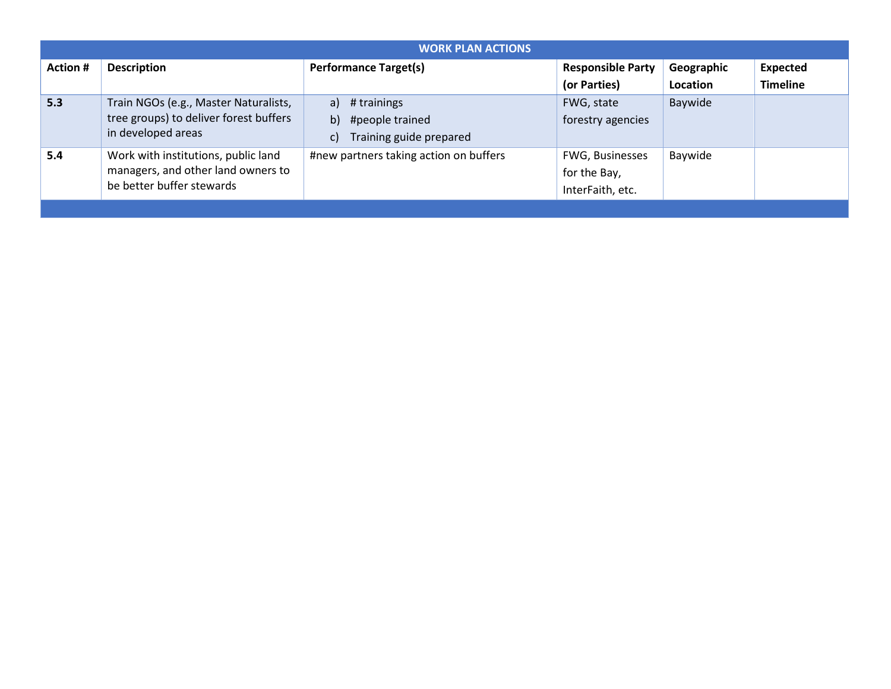| WORK PLAN ACTIONS | | | | | |
|---|---|---|---|---|---|
| **Action #** | **Description** | **Performance Target(s)** | **Responsible Party (or Parties)** | **Geographic Location** | **Expected Timeline** |
| **5.3** | Train NGOs (e.g., Master Naturalists, tree groups) to deliver forest buffers in developed areas | a) # trainings<br>b) #people trained<br>c) Training guide prepared | FWG, state forestry agencies | Baywide | |
| **5.4** | Work with institutions, public land managers, and other land owners to be better buffer stewards | #new partners taking action on buffers | FWG, Businesses for the Bay, InterFaith, etc. | Baywide | |